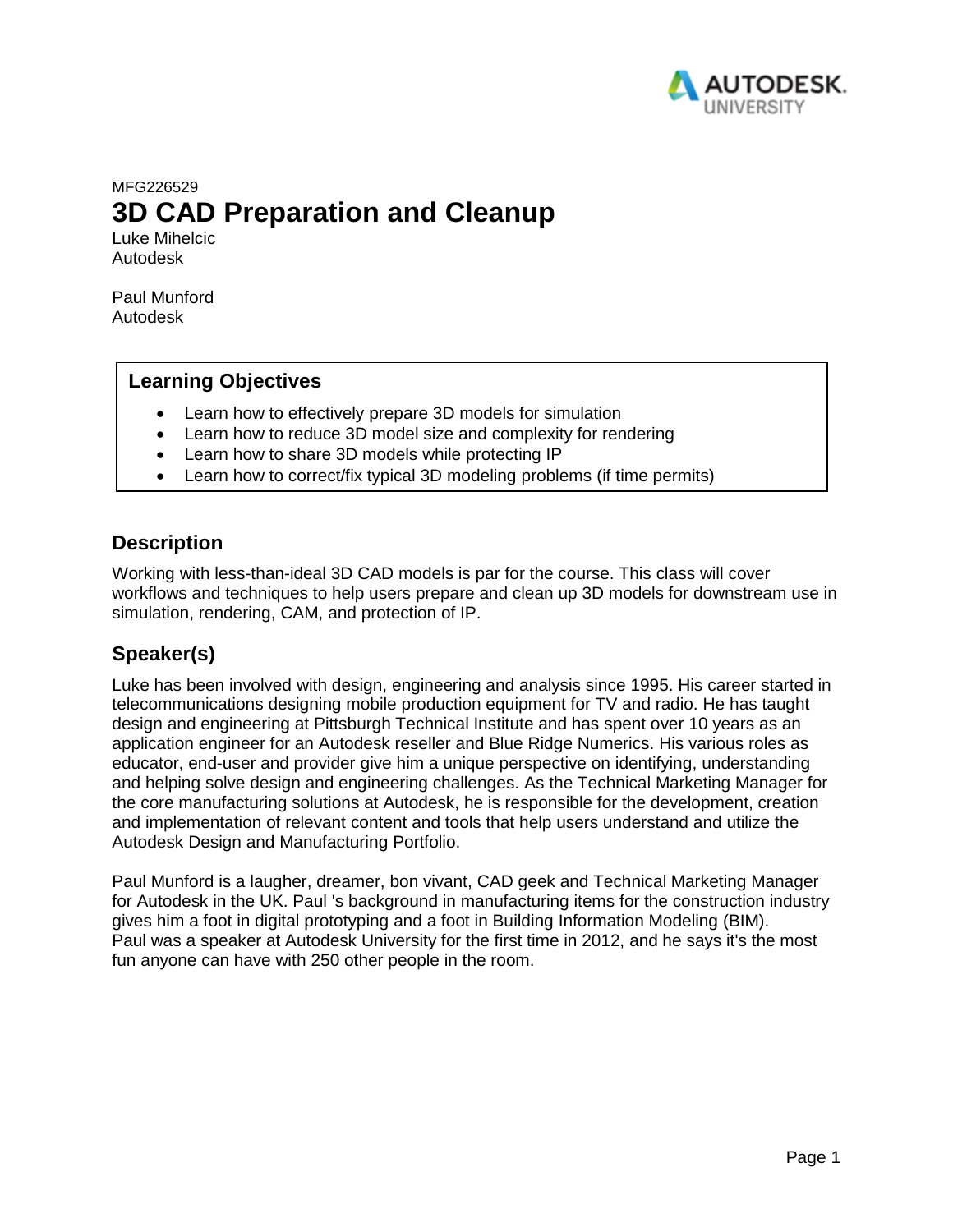MFG226529

# 3D CAD Preparation and Cleanup

Luke Mihelcic
Autodesk

Paul Munford
Autodesk

### Learning Objectives

- Learn how to effectively prepare 3D models for simulation
- Learn how to reduce 3D model size and complexity for rendering
- Learn how to share 3D models while protecting IP
- Learn how to correct/fix typical 3D modeling problems (if time permits)

## Description

Working with less-than-ideal 3D CAD models is par for the course. This class will cover workflows and techniques to help users prepare and clean up 3D models for downstream use in simulation, rendering, CAM, and protection of IP.

## Speaker(s)

Luke has been involved with design, engineering and analysis since 1995. His career started in telecommunications designing mobile production equipment for TV and radio. He has taught design and engineering at Pittsburgh Technical Institute and has spent over 10 years as an application engineer for an Autodesk reseller and Blue Ridge Numerics. His various roles as educator, end-user and provider give him a unique perspective on identifying, understanding and helping solve design and engineering challenges. As the Technical Marketing Manager for the core manufacturing solutions at Autodesk, he is responsible for the development, creation and implementation of relevant content and tools that help users understand and utilize the Autodesk Design and Manufacturing Portfolio.

Paul Munford is a laugher, dreamer, bon vivant, CAD geek and Technical Marketing Manager for Autodesk in the UK. Paul 's background in manufacturing items for the construction industry gives him a foot in digital prototyping and a foot in Building Information Modeling (BIM). Paul was a speaker at Autodesk University for the first time in 2012, and he says it's the most fun anyone can have with 250 other people in the room.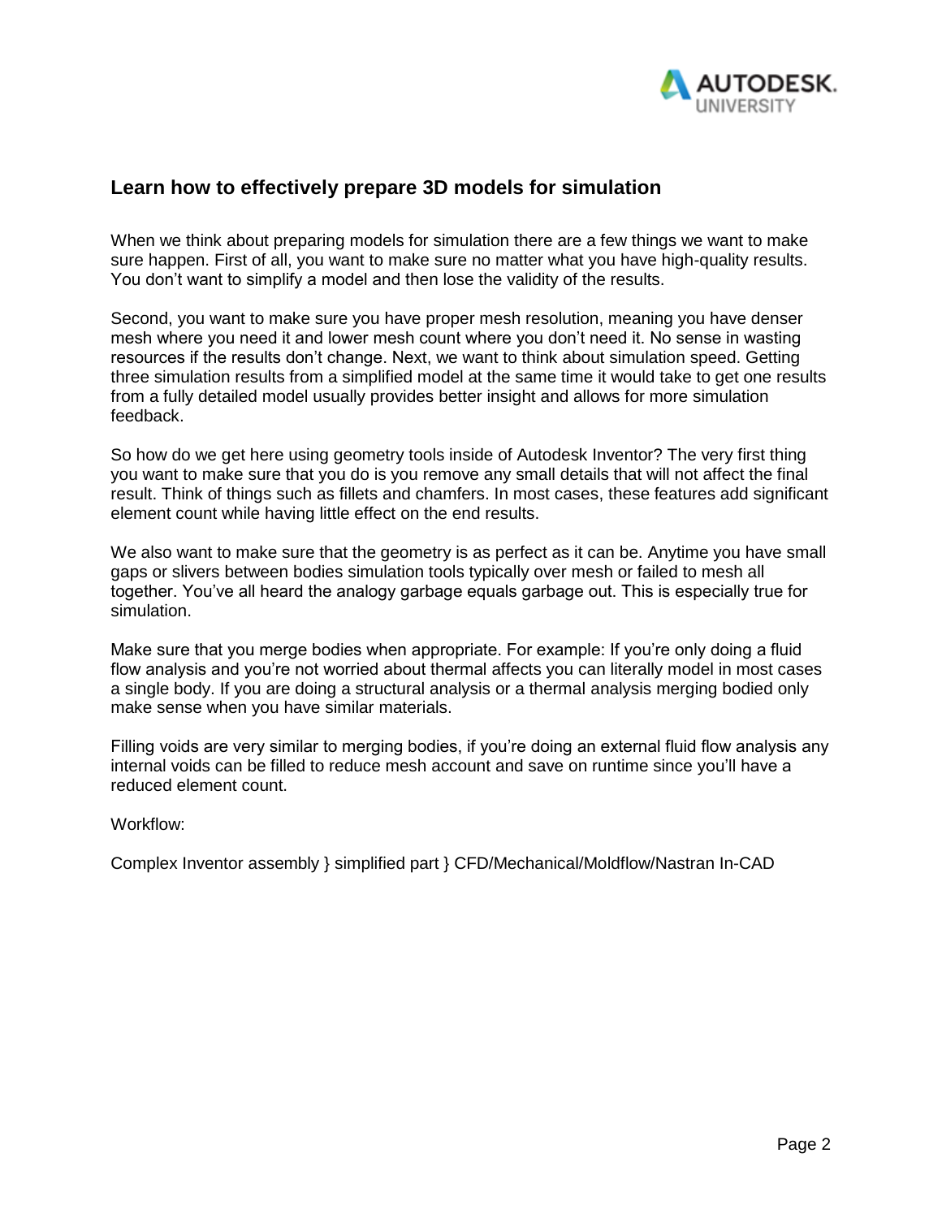## Learn how to effectively prepare 3D models for simulation

When we think about preparing models for simulation there are a few things we want to make sure happen. First of all, you want to make sure no matter what you have high-quality results. You don't want to simplify a model and then lose the validity of the results.

Second, you want to make sure you have proper mesh resolution, meaning you have denser mesh where you need it and lower mesh count where you don't need it. No sense in wasting resources if the results don't change. Next, we want to think about simulation speed. Getting three simulation results from a simplified model at the same time it would take to get one results from a fully detailed model usually provides better insight and allows for more simulation feedback.

So how do we get here using geometry tools inside of Autodesk Inventor? The very first thing you want to make sure that you do is you remove any small details that will not affect the final result. Think of things such as fillets and chamfers. In most cases, these features add significant element count while having little effect on the end results.

We also want to make sure that the geometry is as perfect as it can be. Anytime you have small gaps or slivers between bodies simulation tools typically over mesh or failed to mesh all together. You've all heard the analogy garbage equals garbage out. This is especially true for simulation.

Make sure that you merge bodies when appropriate. For example: If you're only doing a fluid flow analysis and you're not worried about thermal affects you can literally model in most cases a single body. If you are doing a structural analysis or a thermal analysis merging bodied only make sense when you have similar materials.

Filling voids are very similar to merging bodies, if you're doing an external fluid flow analysis any internal voids can be filled to reduce mesh account and save on runtime since you'll have a reduced element count.

Workflow:

Complex Inventor assembly } simplified part } CFD/Mechanical/Moldflow/Nastran In-CAD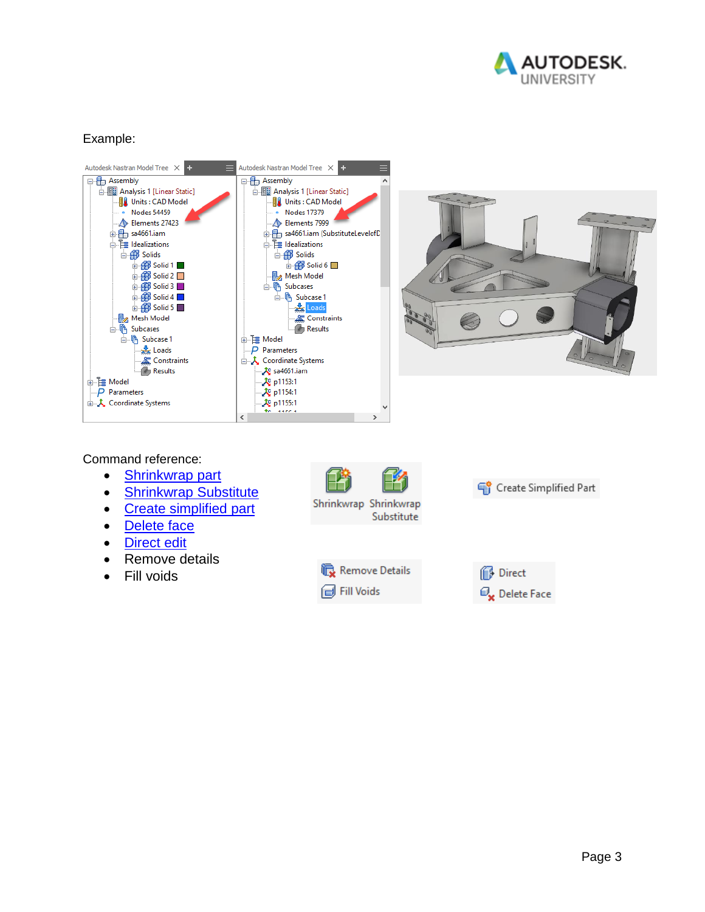Example:

Command reference:

- Shrinkwrap part
- Shrinkwrap Substitute
- Create simplified part
- Delete face
- Direct edit
- Remove details
- Fill voids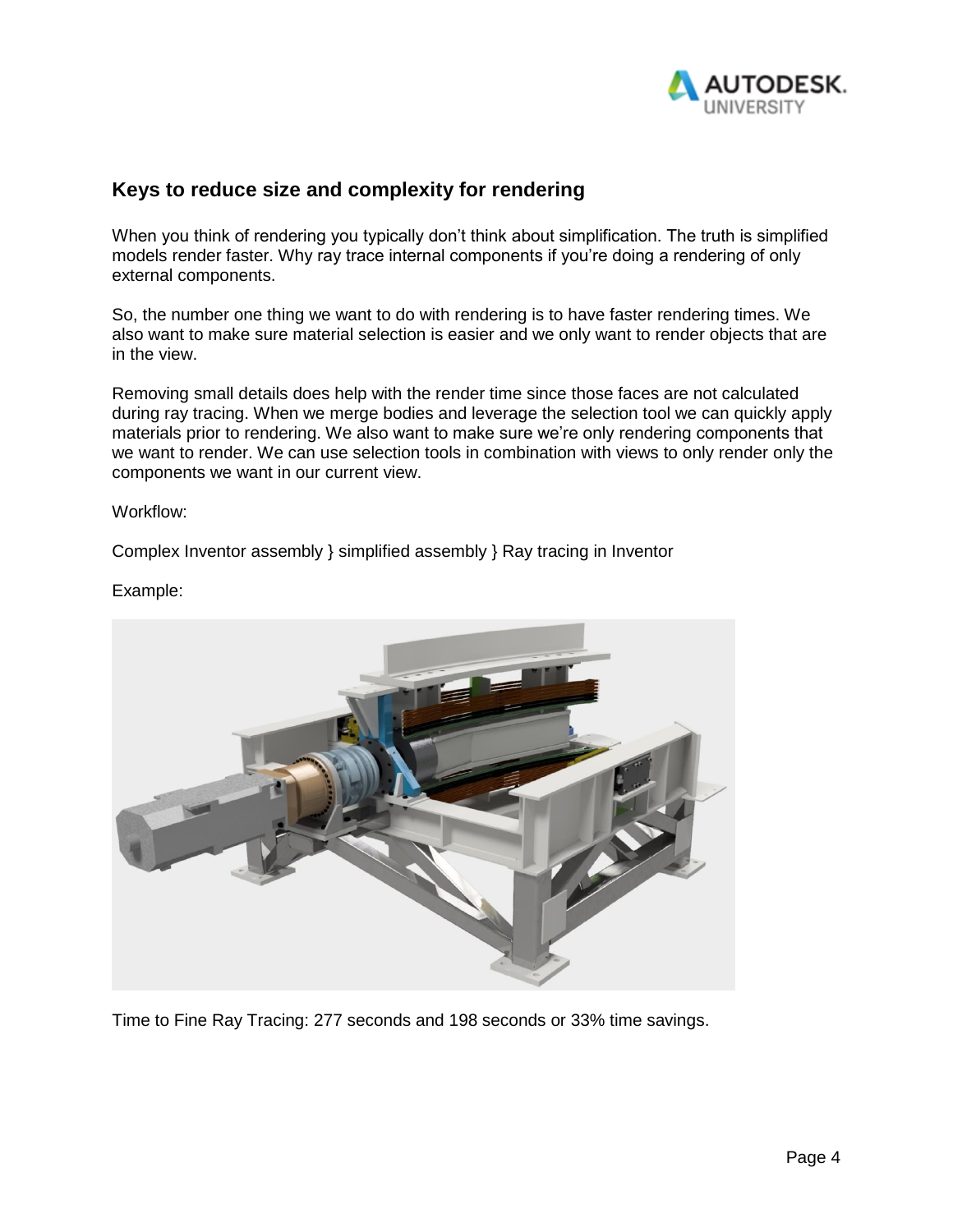## Keys to reduce size and complexity for rendering

When you think of rendering you typically don't think about simplification. The truth is simplified models render faster. Why ray trace internal components if you're doing a rendering of only external components.

So, the number one thing we want to do with rendering is to have faster rendering times. We also want to make sure material selection is easier and we only want to render objects that are in the view.

Removing small details does help with the render time since those faces are not calculated during ray tracing. When we merge bodies and leverage the selection tool we can quickly apply materials prior to rendering. We also want to make sure we're only rendering components that we want to render. We can use selection tools in combination with views to only render only the components we want in our current view.

Workflow:

Complex Inventor assembly } simplified assembly } Ray tracing in Inventor

Example:

Time to Fine Ray Tracing: 277 seconds and 198 seconds or 33% time savings.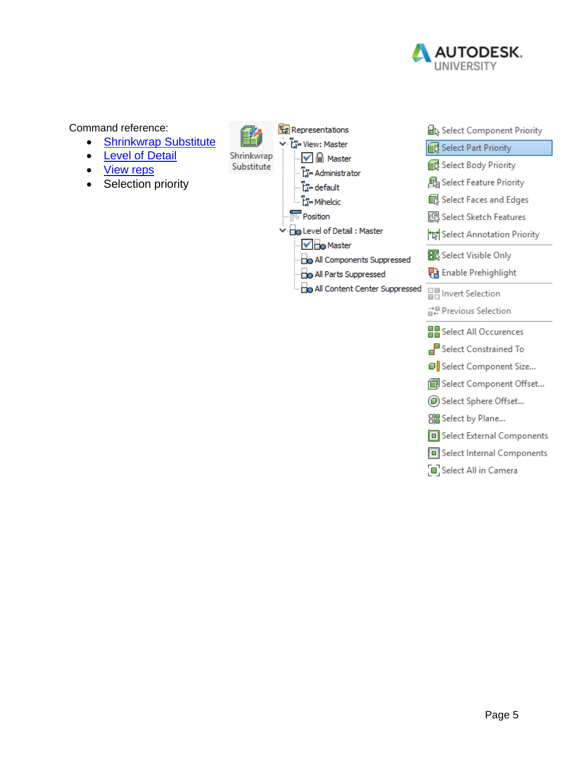Command reference:

- Shrinkwrap Substitute
- Level of Detail
- View reps
- Selection priority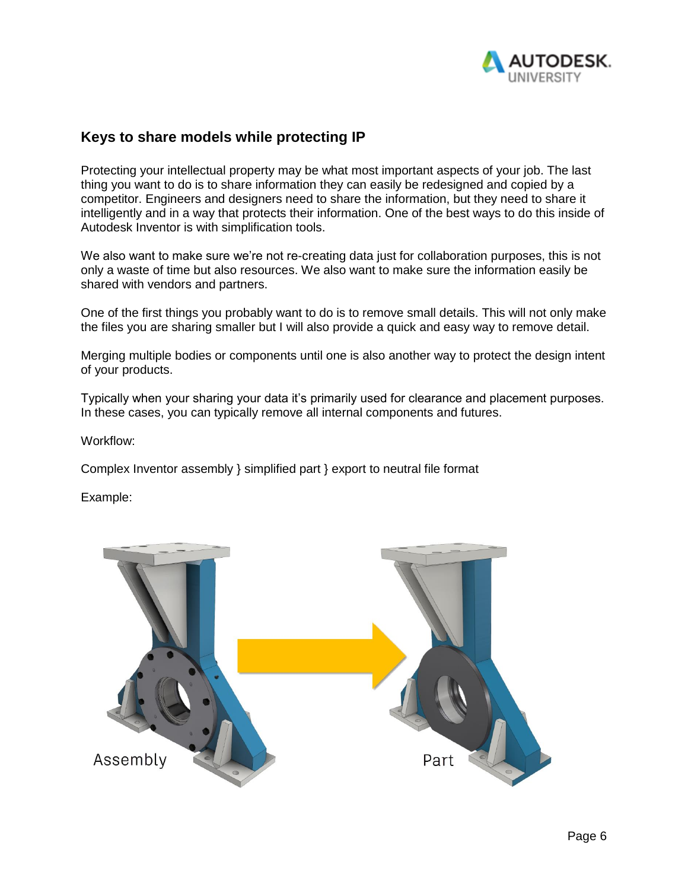## Keys to share models while protecting IP

Protecting your intellectual property may be what most important aspects of your job. The last thing you want to do is to share information they can easily be redesigned and copied by a competitor. Engineers and designers need to share the information, but they need to share it intelligently and in a way that protects their information. One of the best ways to do this inside of Autodesk Inventor is with simplification tools.

We also want to make sure we're not re-creating data just for collaboration purposes, this is not only a waste of time but also resources. We also want to make sure the information easily be shared with vendors and partners.

One of the first things you probably want to do is to remove small details. This will not only make the files you are sharing smaller but I will also provide a quick and easy way to remove detail.

Merging multiple bodies or components until one is also another way to protect the design intent of your products.

Typically when your sharing your data it's primarily used for clearance and placement purposes. In these cases, you can typically remove all internal components and futures.

Workflow:

Complex Inventor assembly } simplified part } export to neutral file format

Example: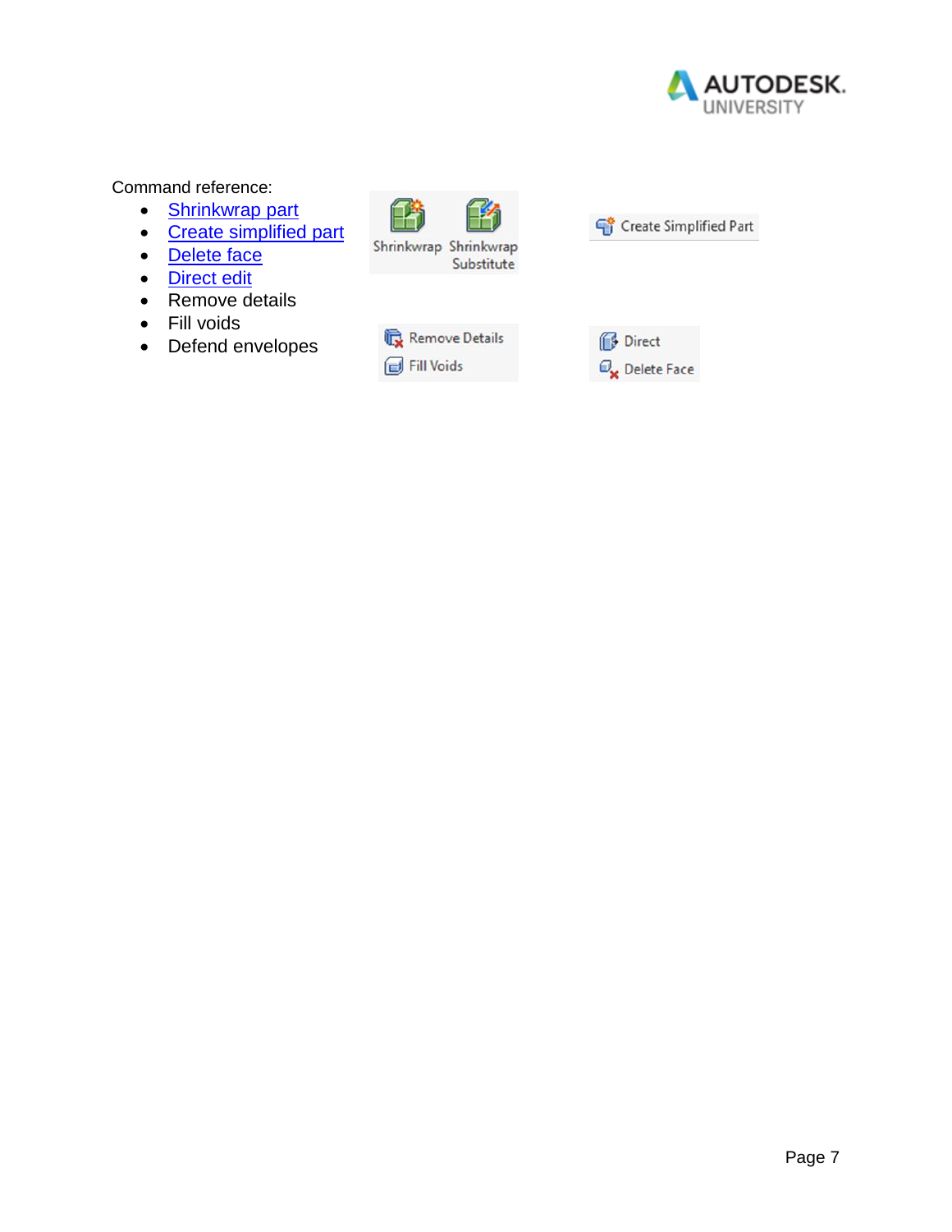Command reference:

- Shrinkwrap part
- Create simplified part
- Delete face
- Direct edit
- Remove details
- Fill voids
- Defend envelopes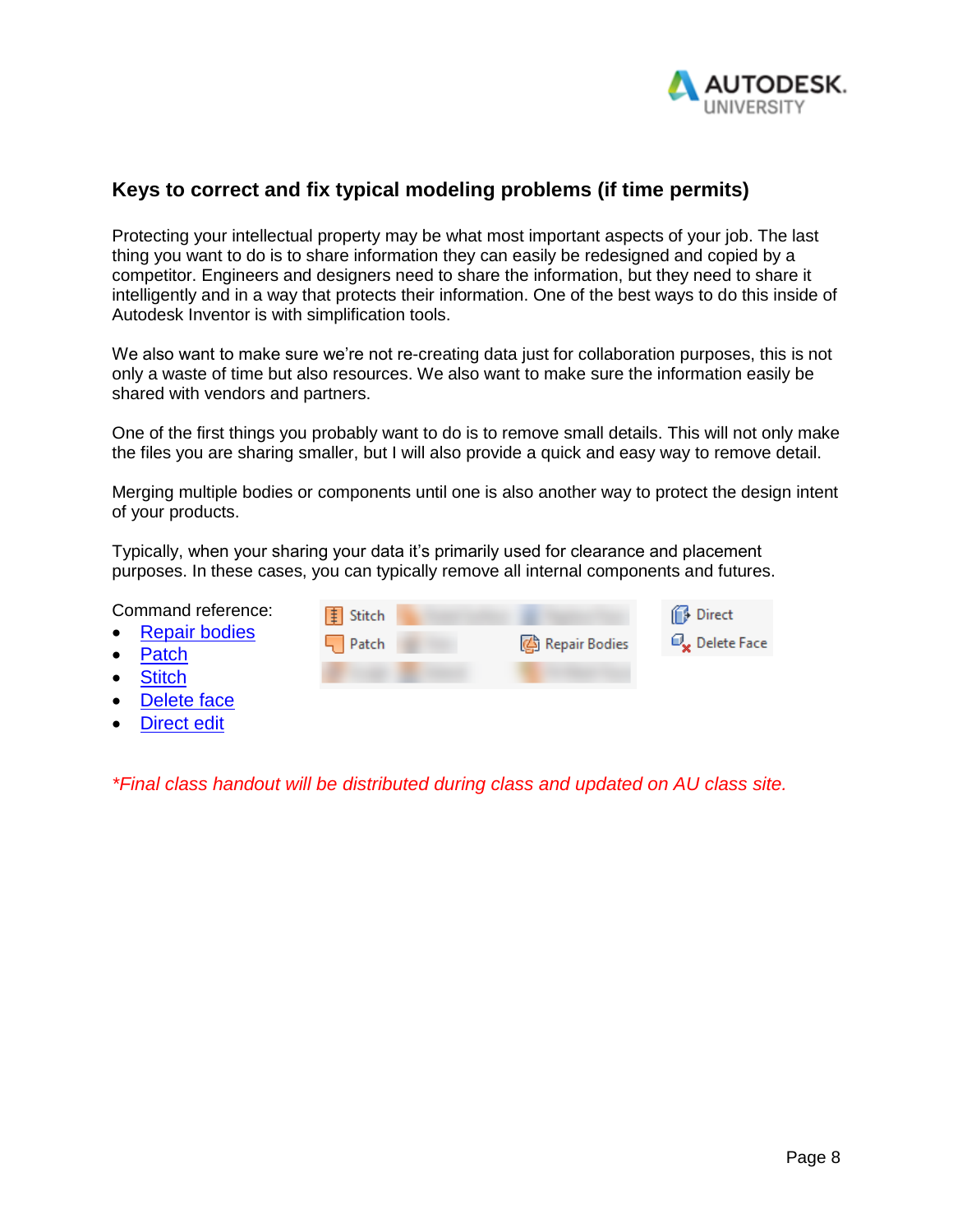## Keys to correct and fix typical modeling problems (if time permits)

Protecting your intellectual property may be what most important aspects of your job. The last thing you want to do is to share information they can easily be redesigned and copied by a competitor. Engineers and designers need to share the information, but they need to share it intelligently and in a way that protects their information. One of the best ways to do this inside of Autodesk Inventor is with simplification tools.

We also want to make sure we're not re-creating data just for collaboration purposes, this is not only a waste of time but also resources. We also want to make sure the information easily be shared with vendors and partners.

One of the first things you probably want to do is to remove small details. This will not only make the files you are sharing smaller, but I will also provide a quick and easy way to remove detail.

Merging multiple bodies or components until one is also another way to protect the design intent of your products.

Typically, when your sharing your data it's primarily used for clearance and placement purposes. In these cases, you can typically remove all internal components and futures.

Command reference:

- Repair bodies
- Patch
- Stitch
- Delete face
- Direct edit

Stitch
Patch
Repair Bodies
Direct
Delete Face

*\*Final class handout will be distributed during class and updated on AU class site.*